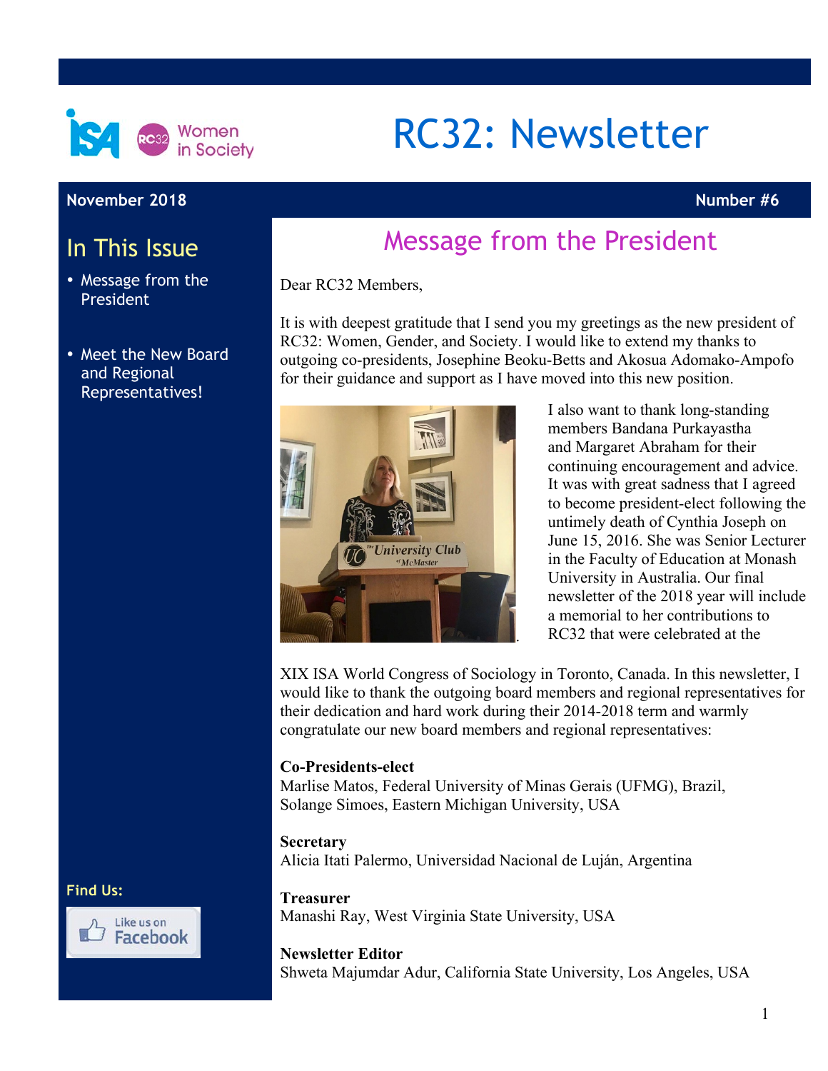# RC32: Newsletter

**November 2018** **Number #6**

## In This Issue

- Message from the President
- Meet the New Board and Regional Representatives!

**Find Us:**

Like us on Facebook

## Message from the President

Dear RC32 Members,

It is with deepest gratitude that I send you my greetings as the new president of RC32: Women, Gender, and Society. I would like to extend my thanks to outgoing co-presidents, Josephine Beoku-Betts and Akosua Adomako-Ampofo for their guidance and support as I have moved into this new position.

I also want to thank long-standing members Bandana Purkayastha and Margaret Abraham for their continuing encouragement and advice. It was with great sadness that I agreed to become president-elect following the untimely death of Cynthia Joseph on June 15, 2016. She was Senior Lecturer in the Faculty of Education at Monash University in Australia. Our final newsletter of the 2018 year will include a memorial to her contributions to RC32 that were celebrated at the XIX ISA World Congress of Sociology in Toronto, Canada. In this newsletter, I would like to thank the outgoing board members and regional representatives for their dedication and hard work during their 2014-2018 term and warmly congratulate our new board members and regional representatives:

**Co-Presidents-elect**
Marlise Matos, Federal University of Minas Gerais (UFMG), Brazil,
Solange Simoes, Eastern Michigan University, USA

**Secretary**
Alicia Itati Palermo, Universidad Nacional de Luján, Argentina

**Treasurer**
Manashi Ray, West Virginia State University, USA

**Newsletter Editor**
Shweta Majumdar Adur, California State University, Los Angeles, USA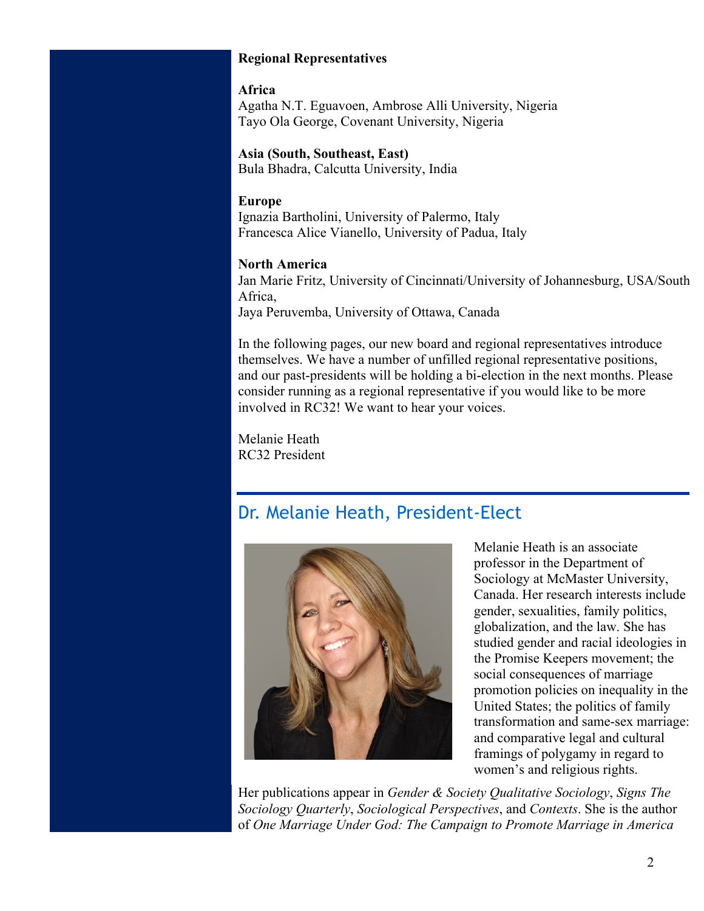**Regional Representatives**

**Africa**
Agatha N.T. Eguavoen, Ambrose Alli University, Nigeria
Tayo Ola George, Covenant University, Nigeria

**Asia (South, Southeast, East)**
Bula Bhadra, Calcutta University, India

**Europe**
Ignazia Bartholini, University of Palermo, Italy
Francesca Alice Vianello, University of Padua, Italy

**North America**
Jan Marie Fritz, University of Cincinnati/University of Johannesburg, USA/South Africa,
Jaya Peruvemba, University of Ottawa, Canada

In the following pages, our new board and regional representatives introduce themselves. We have a number of unfilled regional representative positions, and our past-presidents will be holding a bi-election in the next months. Please consider running as a regional representative if you would like to be more involved in RC32! We want to hear your voices.

Melanie Heath
RC32 President

## Dr. Melanie Heath, President-Elect

Melanie Heath is an associate professor in the Department of Sociology at McMaster University, Canada. Her research interests include gender, sexualities, family politics, globalization, and the law. She has studied gender and racial ideologies in the Promise Keepers movement; the social consequences of marriage promotion policies on inequality in the United States; the politics of family transformation and same-sex marriage: and comparative legal and cultural framings of polygamy in regard to women's and religious rights.

Her publications appear in *Gender & Society Qualitative Sociology*, *Signs The Sociology Quarterly*, *Sociological Perspectives*, and *Contexts*. She is the author of *One Marriage Under God: The Campaign to Promote Marriage in America*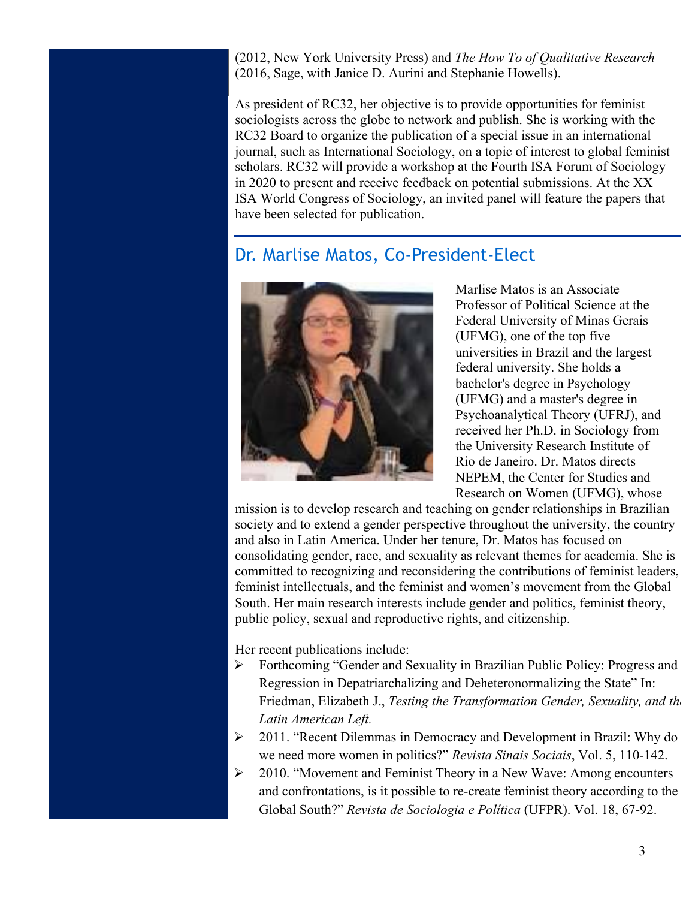(2012, New York University Press) and *The How To of Qualitative Research* (2016, Sage, with Janice D. Aurini and Stephanie Howells).

As president of RC32, her objective is to provide opportunities for feminist sociologists across the globe to network and publish. She is working with the RC32 Board to organize the publication of a special issue in an international journal, such as International Sociology, on a topic of interest to global feminist scholars. RC32 will provide a workshop at the Fourth ISA Forum of Sociology in 2020 to present and receive feedback on potential submissions. At the XX ISA World Congress of Sociology, an invited panel will feature the papers that have been selected for publication.

## Dr. Marlise Matos, Co-President-Elect

Marlise Matos is an Associate Professor of Political Science at the Federal University of Minas Gerais (UFMG), one of the top five universities in Brazil and the largest federal university. She holds a bachelor's degree in Psychology (UFMG) and a master's degree in Psychoanalytical Theory (UFRJ), and received her Ph.D. in Sociology from the University Research Institute of Rio de Janeiro. Dr. Matos directs NEPEM, the Center for Studies and Research on Women (UFMG), whose mission is to develop research and teaching on gender relationships in Brazilian society and to extend a gender perspective throughout the university, the country and also in Latin America. Under her tenure, Dr. Matos has focused on consolidating gender, race, and sexuality as relevant themes for academia. She is committed to recognizing and reconsidering the contributions of feminist leaders, feminist intellectuals, and the feminist and women's movement from the Global South. Her main research interests include gender and politics, feminist theory, public policy, sexual and reproductive rights, and citizenship.

Her recent publications include:

- Forthcoming "Gender and Sexuality in Brazilian Public Policy: Progress and Regression in Depatriarchalizing and Deheteronormalizing the State" In: Friedman, Elizabeth J., *Testing the Transformation Gender, Sexuality, and the Latin American Left.*
- 2011. "Recent Dilemmas in Democracy and Development in Brazil: Why do we need more women in politics?" *Revista Sinais Sociais*, Vol. 5, 110-142.
- 2010. "Movement and Feminist Theory in a New Wave: Among encounters and confrontations, is it possible to re-create feminist theory according to the Global South?" *Revista de Sociologia e Política* (UFPR). Vol. 18, 67-92.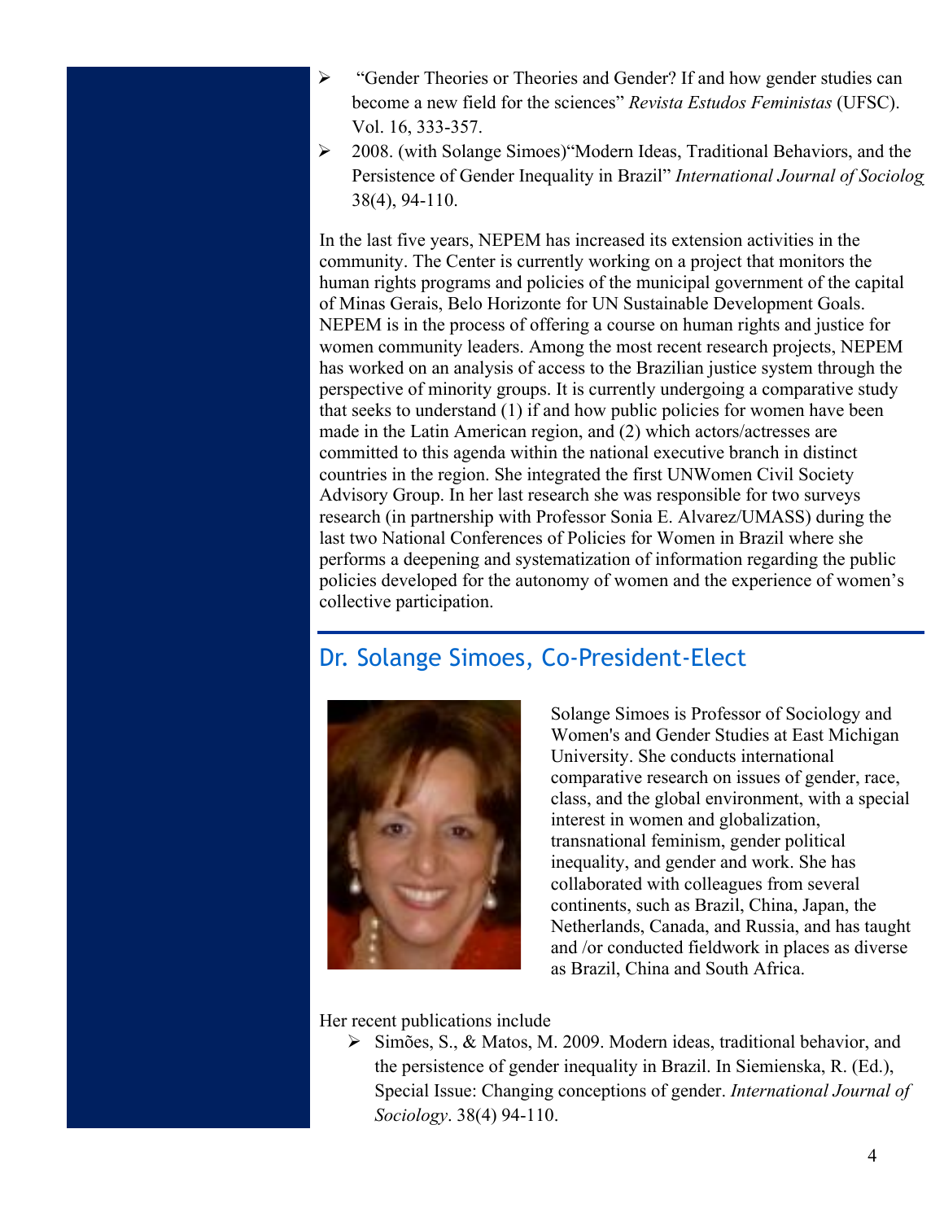- "Gender Theories or Theories and Gender? If and how gender studies can become a new field for the sciences" *Revista Estudos Feministas* (UFSC). Vol. 16, 333-357.
- 2008. (with Solange Simoes)"Modern Ideas, Traditional Behaviors, and the Persistence of Gender Inequality in Brazil" *International Journal of Sociolog* 38(4), 94-110.

In the last five years, NEPEM has increased its extension activities in the community. The Center is currently working on a project that monitors the human rights programs and policies of the municipal government of the capital of Minas Gerais, Belo Horizonte for UN Sustainable Development Goals. NEPEM is in the process of offering a course on human rights and justice for women community leaders. Among the most recent research projects, NEPEM has worked on an analysis of access to the Brazilian justice system through the perspective of minority groups. It is currently undergoing a comparative study that seeks to understand (1) if and how public policies for women have been made in the Latin American region, and (2) which actors/actresses are committed to this agenda within the national executive branch in distinct countries in the region. She integrated the first UNWomen Civil Society Advisory Group. In her last research she was responsible for two surveys research (in partnership with Professor Sonia E. Alvarez/UMASS) during the last two National Conferences of Policies for Women in Brazil where she performs a deepening and systematization of information regarding the public policies developed for the autonomy of women and the experience of women's collective participation.

## Dr. Solange Simoes, Co-President-Elect

Solange Simoes is Professor of Sociology and Women's and Gender Studies at East Michigan University. She conducts international comparative research on issues of gender, race, class, and the global environment, with a special interest in women and globalization, transnational feminism, gender political inequality, and gender and work. She has collaborated with colleagues from several continents, such as Brazil, China, Japan, the Netherlands, Canada, and Russia, and has taught and /or conducted fieldwork in places as diverse as Brazil, China and South Africa.

Her recent publications include

- Simões, S., & Matos, M. 2009. Modern ideas, traditional behavior, and the persistence of gender inequality in Brazil. In Siemienska, R. (Ed.), Special Issue: Changing conceptions of gender. *International Journal of Sociology*. 38(4) 94-110.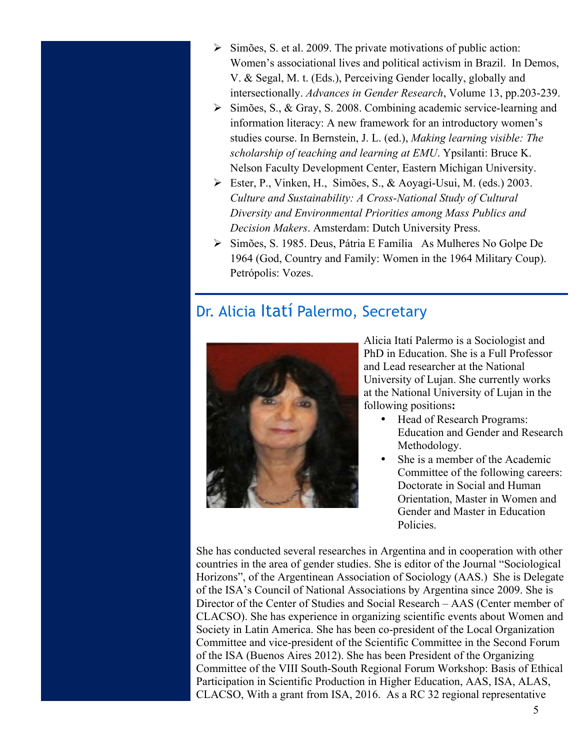- Simões, S. et al. 2009. The private motivations of public action: Women's associational lives and political activism in Brazil. In Demos, V. & Segal, M. t. (Eds.), Perceiving Gender locally, globally and intersectionally. *Advances in Gender Research*, Volume 13, pp.203-239.
- Simões, S., & Gray, S. 2008. Combining academic service-learning and information literacy: A new framework for an introductory women's studies course. In Bernstein, J. L. (ed.), *Making learning visible: The scholarship of teaching and learning at EMU*. Ypsilanti: Bruce K. Nelson Faculty Development Center, Eastern Michigan University.
- Ester, P., Vinken, H., Simões, S., & Aoyagi-Usui, M. (eds.) 2003. *Culture and Sustainability: A Cross-National Study of Cultural Diversity and Environmental Priorities among Mass Publics and Decision Makers*. Amsterdam: Dutch University Press.
- Simões, S. 1985. Deus, Pátria E Família As Mulheres No Golpe De 1964 (God, Country and Family: Women in the 1964 Military Coup). Petrópolis: Vozes.

## Dr. Alicia Itatí Palermo, Secretary

Alicia Itatí Palermo is a Sociologist and PhD in Education. She is a Full Professor and Lead researcher at the National University of Lujan. She currently works at the National University of Lujan in the following positions**:**

- Head of Research Programs: Education and Gender and Research Methodology.
- She is a member of the Academic Committee of the following careers: Doctorate in Social and Human Orientation, Master in Women and Gender and Master in Education Policies.

She has conducted several researches in Argentina and in cooperation with other countries in the area of gender studies. She is editor of the Journal "Sociological Horizons", of the Argentinean Association of Sociology (AAS.) She is Delegate of the ISA's Council of National Associations by Argentina since 2009. She is Director of the Center of Studies and Social Research – AAS (Center member of CLACSO). She has experience in organizing scientific events about Women and Society in Latin America. She has been co-president of the Local Organization Committee and vice-president of the Scientific Committee in the Second Forum of the ISA (Buenos Aires 2012). She has been President of the Organizing Committee of the VIII South-South Regional Forum Workshop: Basis of Ethical Participation in Scientific Production in Higher Education, AAS, ISA, ALAS, CLACSO, With a grant from ISA, 2016. As a RC 32 regional representative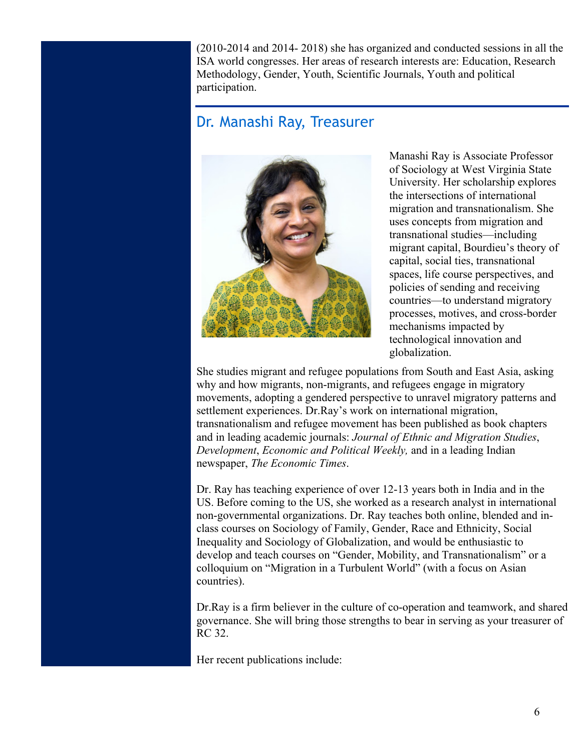(2010-2014 and 2014- 2018) she has organized and conducted sessions in all the ISA world congresses. Her areas of research interests are: Education, Research Methodology, Gender, Youth, Scientific Journals, Youth and political participation.

## Dr. Manashi Ray, Treasurer

Manashi Ray is Associate Professor of Sociology at West Virginia State University. Her scholarship explores the intersections of international migration and transnationalism. She uses concepts from migration and transnational studies—including migrant capital, Bourdieu's theory of capital, social ties, transnational spaces, life course perspectives, and policies of sending and receiving countries—to understand migratory processes, motives, and cross-border mechanisms impacted by technological innovation and globalization.

She studies migrant and refugee populations from South and East Asia, asking why and how migrants, non-migrants, and refugees engage in migratory movements, adopting a gendered perspective to unravel migratory patterns and settlement experiences. Dr.Ray's work on international migration, transnationalism and refugee movement has been published as book chapters and in leading academic journals: *Journal of Ethnic and Migration Studies*, *Development*, *Economic and Political Weekly,* and in a leading Indian newspaper, *The Economic Times*.

Dr. Ray has teaching experience of over 12-13 years both in India and in the US. Before coming to the US, she worked as a research analyst in international non-governmental organizations. Dr. Ray teaches both online, blended and in-class courses on Sociology of Family, Gender, Race and Ethnicity, Social Inequality and Sociology of Globalization, and would be enthusiastic to develop and teach courses on "Gender, Mobility, and Transnationalism" or a colloquium on "Migration in a Turbulent World" (with a focus on Asian countries).

Dr.Ray is a firm believer in the culture of co-operation and teamwork, and shared governance. She will bring those strengths to bear in serving as your treasurer of RC 32.

Her recent publications include: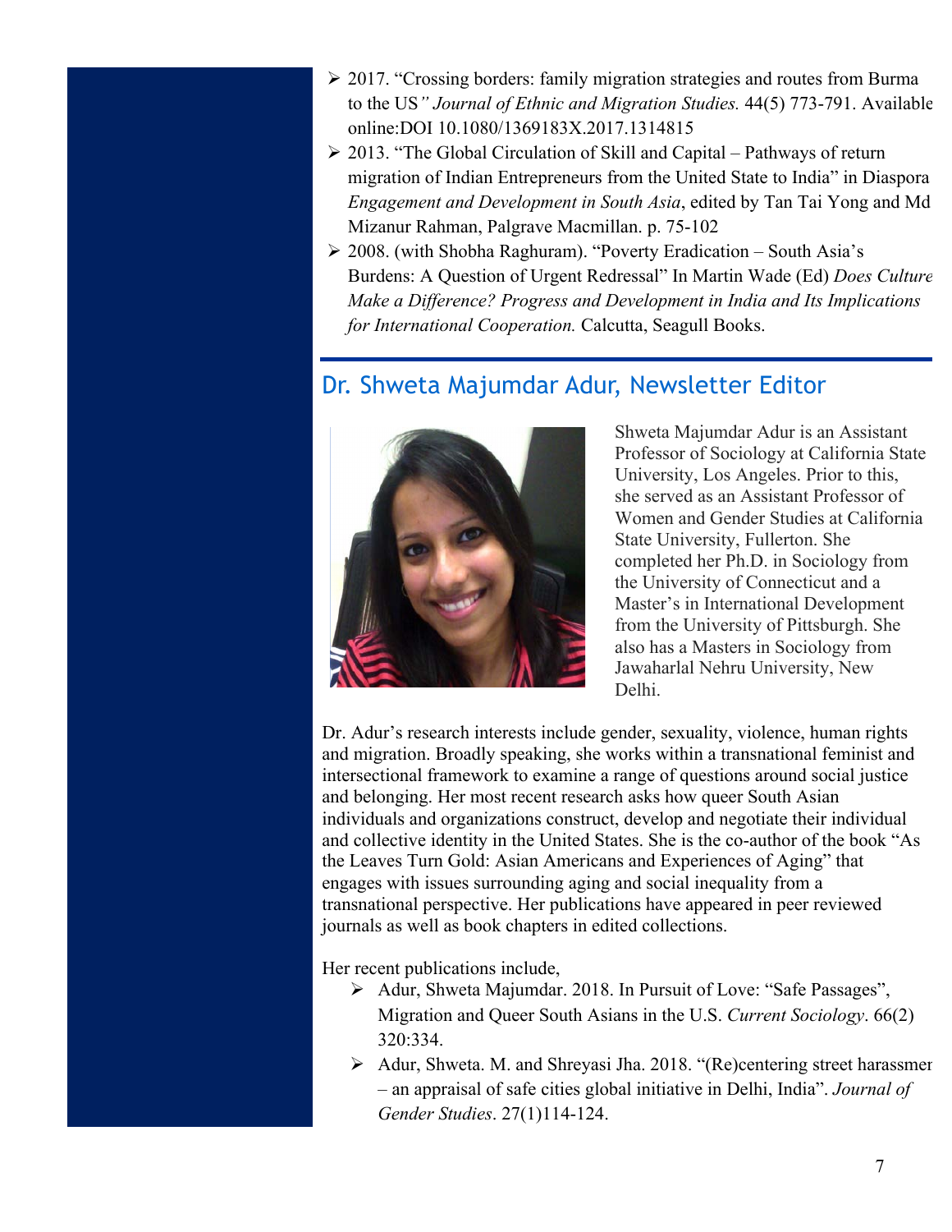- 2017. "Crossing borders: family migration strategies and routes from Burma to the US" *Journal of Ethnic and Migration Studies.* 44(5) 773-791. Available online:DOI 10.1080/1369183X.2017.1314815
- 2013. "The Global Circulation of Skill and Capital – Pathways of return migration of Indian Entrepreneurs from the United State to India" in Diaspora *Engagement and Development in South Asia*, edited by Tan Tai Yong and Md Mizanur Rahman, Palgrave Macmillan. p. 75-102
- 2008. (with Shobha Raghuram). "Poverty Eradication – South Asia's Burdens: A Question of Urgent Redressal" In Martin Wade (Ed) *Does Culture Make a Difference? Progress and Development in India and Its Implications for International Cooperation.* Calcutta, Seagull Books.

## Dr. Shweta Majumdar Adur, Newsletter Editor

Shweta Majumdar Adur is an Assistant Professor of Sociology at California State University, Los Angeles. Prior to this, she served as an Assistant Professor of Women and Gender Studies at California State University, Fullerton. She completed her Ph.D. in Sociology from the University of Connecticut and a Master's in International Development from the University of Pittsburgh. She also has a Masters in Sociology from Jawaharlal Nehru University, New Delhi.

Dr. Adur's research interests include gender, sexuality, violence, human rights and migration. Broadly speaking, she works within a transnational feminist and intersectional framework to examine a range of questions around social justice and belonging. Her most recent research asks how queer South Asian individuals and organizations construct, develop and negotiate their individual and collective identity in the United States. She is the co-author of the book "As the Leaves Turn Gold: Asian Americans and Experiences of Aging" that engages with issues surrounding aging and social inequality from a transnational perspective. Her publications have appeared in peer reviewed journals as well as book chapters in edited collections.

Her recent publications include,

- Adur, Shweta Majumdar. 2018. In Pursuit of Love: "Safe Passages", Migration and Queer South Asians in the U.S. *Current Sociology*. 66(2) 320:334.
- Adur, Shweta. M. and Shreyasi Jha. 2018. "(Re)centering street harassment – an appraisal of safe cities global initiative in Delhi, India". *Journal of Gender Studies*. 27(1)114-124.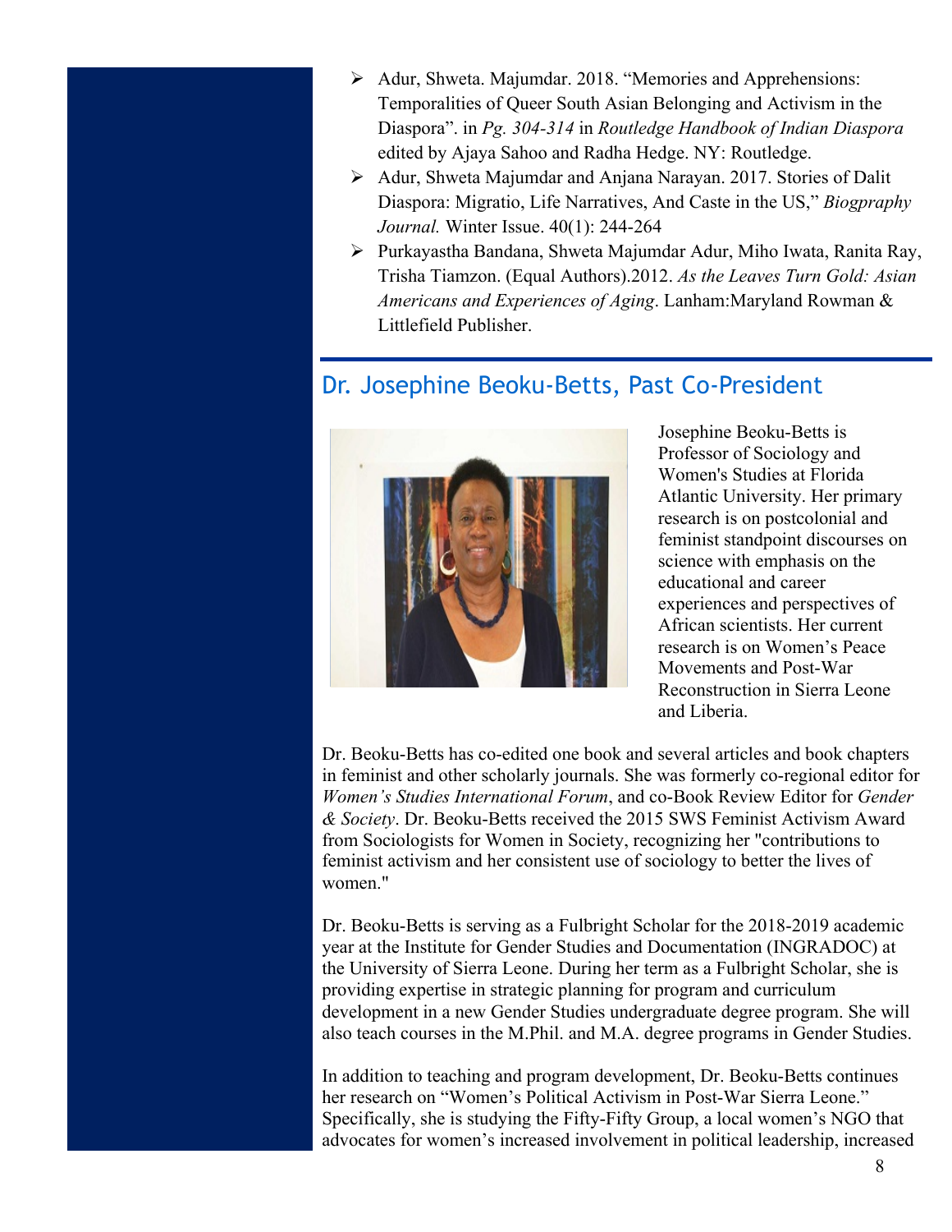- Adur, Shweta. Majumdar. 2018. "Memories and Apprehensions: Temporalities of Queer South Asian Belonging and Activism in the Diaspora". in *Pg. 304-314* in *Routledge Handbook of Indian Diaspora* edited by Ajaya Sahoo and Radha Hedge. NY: Routledge.
- Adur, Shweta Majumdar and Anjana Narayan. 2017. Stories of Dalit Diaspora: Migratio, Life Narratives, And Caste in the US," *Biogpraphy Journal.* Winter Issue. 40(1): 244-264
- Purkayastha Bandana, Shweta Majumdar Adur, Miho Iwata, Ranita Ray, Trisha Tiamzon. (Equal Authors).2012. *As the Leaves Turn Gold: Asian Americans and Experiences of Aging*. Lanham:Maryland Rowman & Littlefield Publisher.

## Dr. Josephine Beoku-Betts, Past Co-President

Josephine Beoku-Betts is Professor of Sociology and Women's Studies at Florida Atlantic University. Her primary research is on postcolonial and feminist standpoint discourses on science with emphasis on the educational and career experiences and perspectives of African scientists. Her current research is on Women's Peace Movements and Post-War Reconstruction in Sierra Leone and Liberia.

Dr. Beoku-Betts has co-edited one book and several articles and book chapters in feminist and other scholarly journals. She was formerly co-regional editor for *Women's Studies International Forum*, and co-Book Review Editor for *Gender & Society*. Dr. Beoku-Betts received the 2015 SWS Feminist Activism Award from Sociologists for Women in Society, recognizing her "contributions to feminist activism and her consistent use of sociology to better the lives of women."

Dr. Beoku-Betts is serving as a Fulbright Scholar for the 2018-2019 academic year at the Institute for Gender Studies and Documentation (INGRADOC) at the University of Sierra Leone. During her term as a Fulbright Scholar, she is providing expertise in strategic planning for program and curriculum development in a new Gender Studies undergraduate degree program. She will also teach courses in the M.Phil. and M.A. degree programs in Gender Studies.

In addition to teaching and program development, Dr. Beoku-Betts continues her research on "Women's Political Activism in Post-War Sierra Leone." Specifically, she is studying the Fifty-Fifty Group, a local women's NGO that advocates for women's increased involvement in political leadership, increased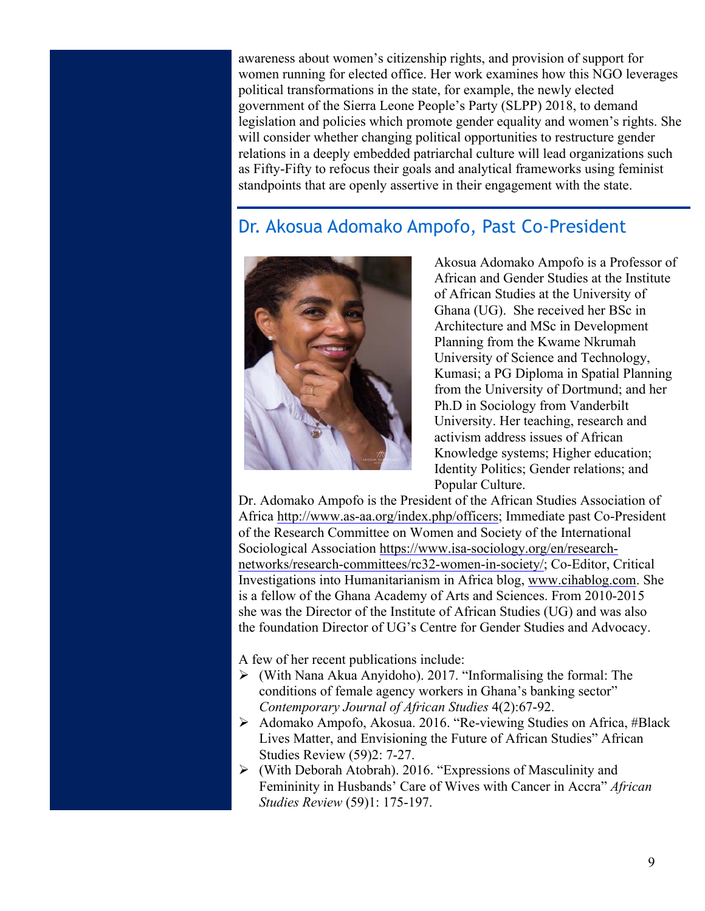awareness about women's citizenship rights, and provision of support for women running for elected office. Her work examines how this NGO leverages political transformations in the state, for example, the newly elected government of the Sierra Leone People's Party (SLPP) 2018, to demand legislation and policies which promote gender equality and women's rights. She will consider whether changing political opportunities to restructure gender relations in a deeply embedded patriarchal culture will lead organizations such as Fifty-Fifty to refocus their goals and analytical frameworks using feminist standpoints that are openly assertive in their engagement with the state.

## Dr. Akosua Adomako Ampofo, Past Co-President

Akosua Adomako Ampofo is a Professor of African and Gender Studies at the Institute of African Studies at the University of Ghana (UG). She received her BSc in Architecture and MSc in Development Planning from the Kwame Nkrumah University of Science and Technology, Kumasi; a PG Diploma in Spatial Planning from the University of Dortmund; and her Ph.D in Sociology from Vanderbilt University. Her teaching, research and activism address issues of African Knowledge systems; Higher education; Identity Politics; Gender relations; and Popular Culture.

Dr. Adomako Ampofo is the President of the African Studies Association of Africa http://www.as-aa.org/index.php/officers; Immediate past Co-President of the Research Committee on Women and Society of the International Sociological Association https://www.isa-sociology.org/en/research-networks/research-committees/rc32-women-in-society/; Co-Editor, Critical Investigations into Humanitarianism in Africa blog, www.cihablog.com. She is a fellow of the Ghana Academy of Arts and Sciences. From 2010-2015 she was the Director of the Institute of African Studies (UG) and was also the foundation Director of UG's Centre for Gender Studies and Advocacy.

A few of her recent publications include:

- (With Nana Akua Anyidoho). 2017. "Informalising the formal: The conditions of female agency workers in Ghana's banking sector" *Contemporary Journal of African Studies* 4(2):67-92.
- Adomako Ampofo, Akosua. 2016. "Re-viewing Studies on Africa, #Black Lives Matter, and Envisioning the Future of African Studies" African Studies Review (59)2: 7-27.
- (With Deborah Atobrah). 2016. "Expressions of Masculinity and Femininity in Husbands' Care of Wives with Cancer in Accra" *African Studies Review* (59)1: 175-197.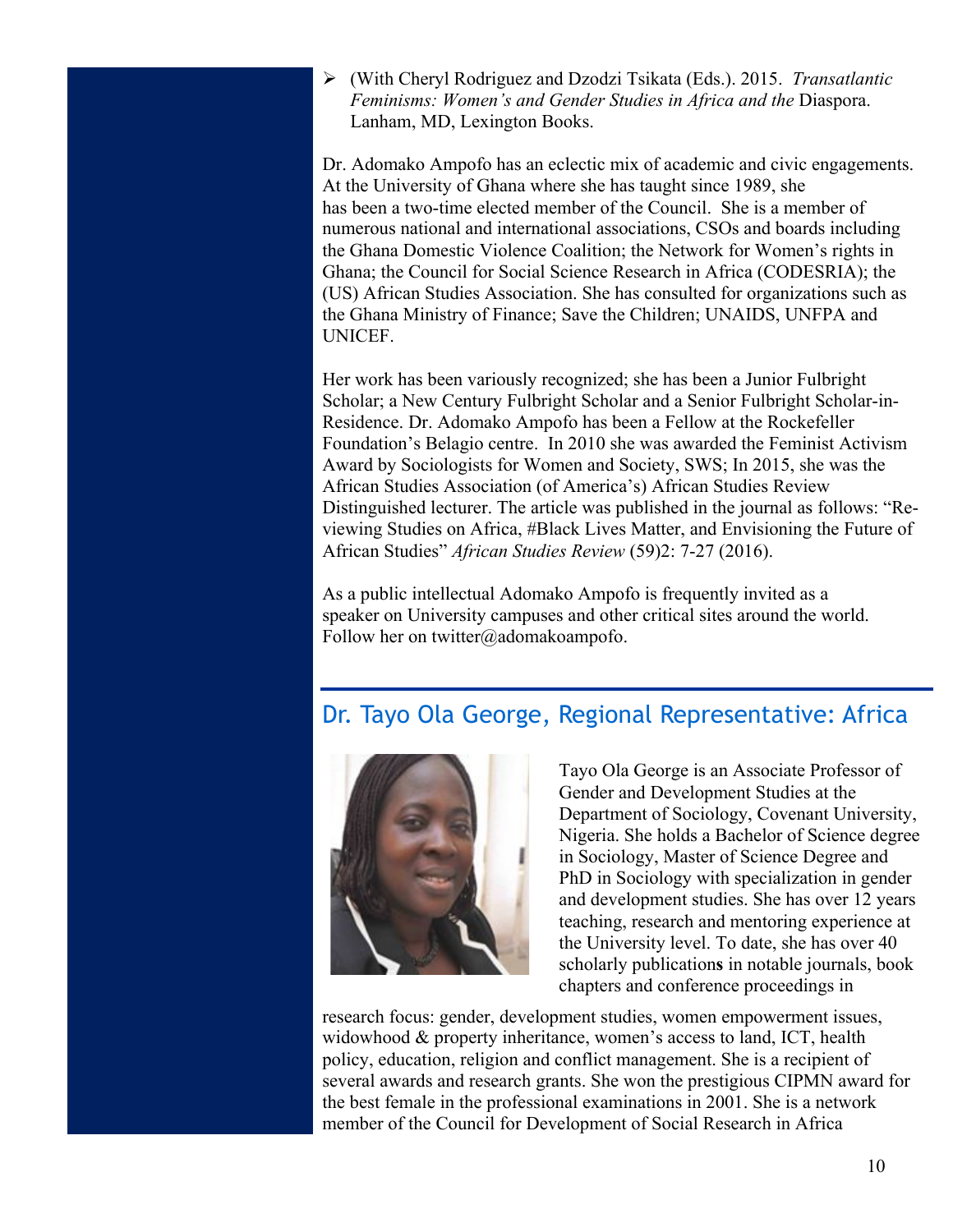- (With Cheryl Rodriguez and Dzodzi Tsikata (Eds.). 2015. *Transatlantic Feminisms: Women's and Gender Studies in Africa and the* Diaspora. Lanham, MD, Lexington Books.

Dr. Adomako Ampofo has an eclectic mix of academic and civic engagements. At the University of Ghana where she has taught since 1989, she has been a two-time elected member of the Council. She is a member of numerous national and international associations, CSOs and boards including the Ghana Domestic Violence Coalition; the Network for Women's rights in Ghana; the Council for Social Science Research in Africa (CODESRIA); the (US) African Studies Association. She has consulted for organizations such as the Ghana Ministry of Finance; Save the Children; UNAIDS, UNFPA and UNICEF.

Her work has been variously recognized; she has been a Junior Fulbright Scholar; a New Century Fulbright Scholar and a Senior Fulbright Scholar-in-Residence. Dr. Adomako Ampofo has been a Fellow at the Rockefeller Foundation's Belagio centre. In 2010 she was awarded the Feminist Activism Award by Sociologists for Women and Society, SWS; In 2015, she was the African Studies Association (of America's) African Studies Review Distinguished lecturer. The article was published in the journal as follows: "Re-viewing Studies on Africa, #Black Lives Matter, and Envisioning the Future of African Studies" *African Studies Review* (59)2: 7-27 (2016).

As a public intellectual Adomako Ampofo is frequently invited as a speaker on University campuses and other critical sites around the world. Follow her on twitter@adomakoampofo.

## Dr. Tayo Ola George, Regional Representative: Africa

Tayo Ola George is an Associate Professor of Gender and Development Studies at the Department of Sociology, Covenant University, Nigeria. She holds a Bachelor of Science degree in Sociology, Master of Science Degree and PhD in Sociology with specialization in gender and development studies. She has over 12 years teaching, research and mentoring experience at the University level. To date, she has over 40 scholarly publications in notable journals, book chapters and conference proceedings in research focus: gender, development studies, women empowerment issues, widowhood & property inheritance, women's access to land, ICT, health policy, education, religion and conflict management. She is a recipient of several awards and research grants. She won the prestigious CIPMN award for the best female in the professional examinations in 2001. She is a network member of the Council for Development of Social Research in Africa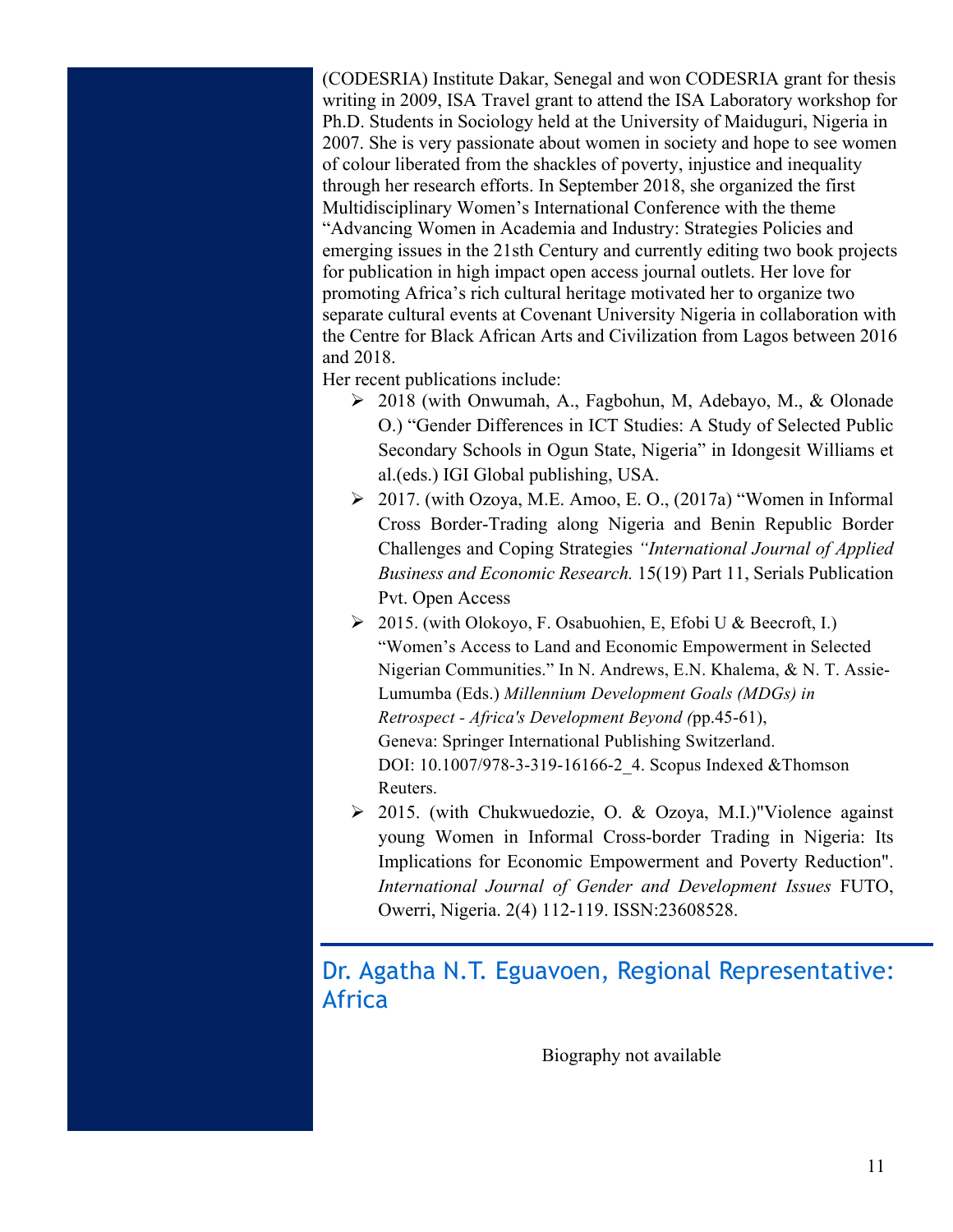(CODESRIA) Institute Dakar, Senegal and won CODESRIA grant for thesis writing in 2009, ISA Travel grant to attend the ISA Laboratory workshop for Ph.D. Students in Sociology held at the University of Maiduguri, Nigeria in 2007. She is very passionate about women in society and hope to see women of colour liberated from the shackles of poverty, injustice and inequality through her research efforts. In September 2018, she organized the first Multidisciplinary Women's International Conference with the theme "Advancing Women in Academia and Industry: Strategies Policies and emerging issues in the 21sth Century and currently editing two book projects for publication in high impact open access journal outlets. Her love for promoting Africa's rich cultural heritage motivated her to organize two separate cultural events at Covenant University Nigeria in collaboration with the Centre for Black African Arts and Civilization from Lagos between 2016 and 2018.

Her recent publications include:

- 2018 (with Onwumah, A., Fagbohun, M, Adebayo, M., & Olonade O.) "Gender Differences in ICT Studies: A Study of Selected Public Secondary Schools in Ogun State, Nigeria" in Idongesit Williams et al.(eds.) IGI Global publishing, USA.
- 2017. (with Ozoya, M.E. Amoo, E. O., (2017a) "Women in Informal Cross Border-Trading along Nigeria and Benin Republic Border Challenges and Coping Strategies *"International Journal of Applied Business and Economic Research.* 15(19) Part 11, Serials Publication Pvt. Open Access
- 2015. (with Olokoyo, F. Osabuohien, E, Efobi U & Beecroft, I.) "Women's Access to Land and Economic Empowerment in Selected Nigerian Communities." In N. Andrews, E.N. Khalema, & N. T. Assie-Lumumba (Eds.) *Millennium Development Goals (MDGs) in Retrospect - Africa's Development Beyond (*pp.45-61), Geneva: Springer International Publishing Switzerland. DOI: 10.1007/978-3-319-16166-2_4. Scopus Indexed &Thomson Reuters.
- 2015. (with Chukwuedozie, O. & Ozoya, M.I.)"Violence against young Women in Informal Cross-border Trading in Nigeria: Its Implications for Economic Empowerment and Poverty Reduction". *International Journal of Gender and Development Issues* FUTO, Owerri, Nigeria. 2(4) 112-119. ISSN:23608528.

## Dr. Agatha N.T. Eguavoen, Regional Representative: Africa

Biography not available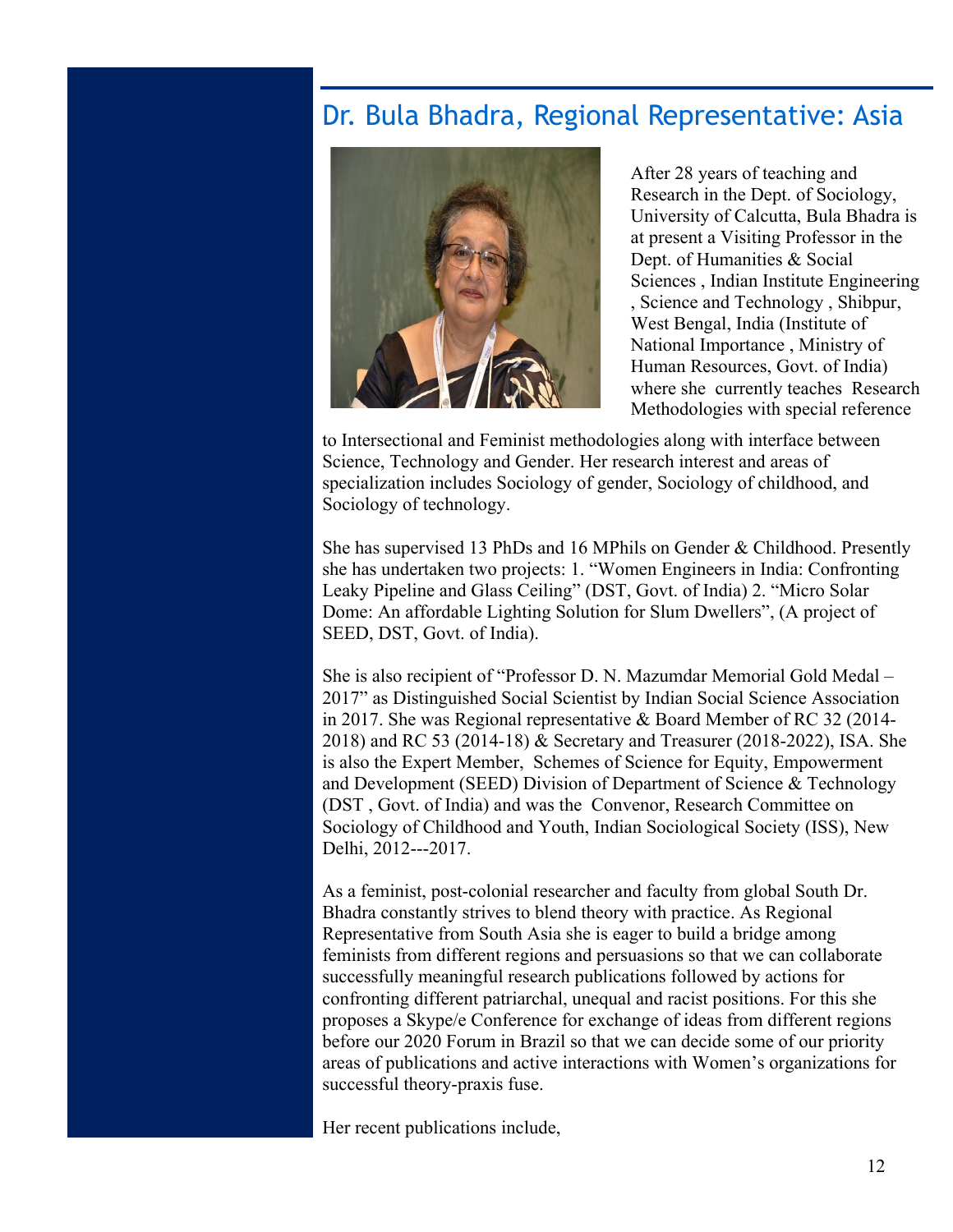## Dr. Bula Bhadra, Regional Representative: Asia

After 28 years of teaching and Research in the Dept. of Sociology, University of Calcutta, Bula Bhadra is at present a Visiting Professor in the Dept. of Humanities & Social Sciences , Indian Institute Engineering , Science and Technology , Shibpur, West Bengal, India (Institute of National Importance , Ministry of Human Resources, Govt. of India) where she currently teaches Research Methodologies with special reference to Intersectional and Feminist methodologies along with interface between Science, Technology and Gender. Her research interest and areas of specialization includes Sociology of gender, Sociology of childhood, and Sociology of technology.

She has supervised 13 PhDs and 16 MPhils on Gender & Childhood. Presently she has undertaken two projects: 1. "Women Engineers in India: Confronting Leaky Pipeline and Glass Ceiling" (DST, Govt. of India) 2. "Micro Solar Dome: An affordable Lighting Solution for Slum Dwellers", (A project of SEED, DST, Govt. of India).

She is also recipient of "Professor D. N. Mazumdar Memorial Gold Medal – 2017" as Distinguished Social Scientist by Indian Social Science Association in 2017. She was Regional representative & Board Member of RC 32 (2014-2018) and RC 53 (2014-18) & Secretary and Treasurer (2018-2022), ISA. She is also the Expert Member, Schemes of Science for Equity, Empowerment and Development (SEED) Division of Department of Science & Technology (DST , Govt. of India) and was the Convenor, Research Committee on Sociology of Childhood and Youth, Indian Sociological Society (ISS), New Delhi, 2012---2017.

As a feminist, post-colonial researcher and faculty from global South Dr. Bhadra constantly strives to blend theory with practice. As Regional Representative from South Asia she is eager to build a bridge among feminists from different regions and persuasions so that we can collaborate successfully meaningful research publications followed by actions for confronting different patriarchal, unequal and racist positions. For this she proposes a Skype/e Conference for exchange of ideas from different regions before our 2020 Forum in Brazil so that we can decide some of our priority areas of publications and active interactions with Women's organizations for successful theory-praxis fuse.

Her recent publications include,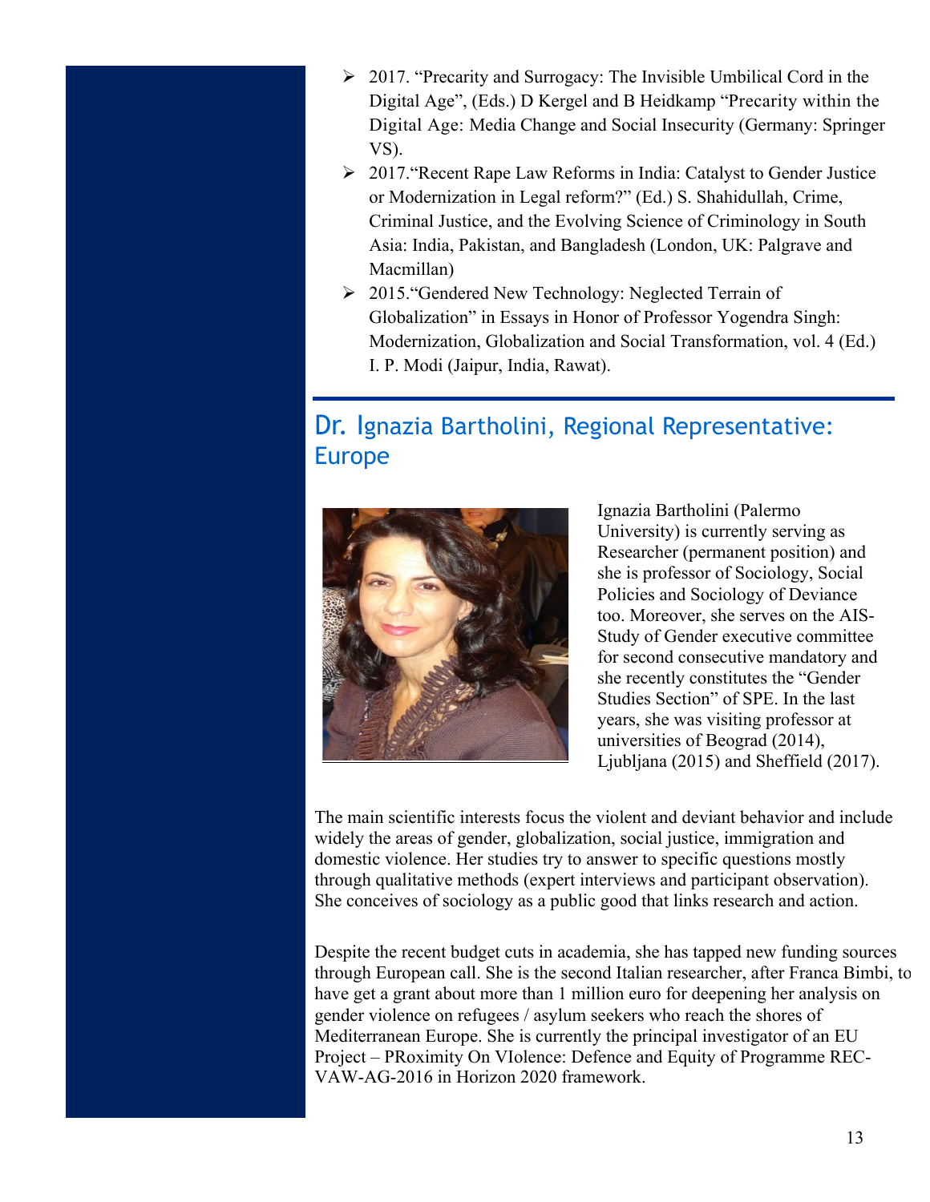- 2017. "Precarity and Surrogacy: The Invisible Umbilical Cord in the Digital Age", (Eds.) D Kergel and B Heidkamp "Precarity within the Digital Age: Media Change and Social Insecurity (Germany: Springer VS).
- 2017."Recent Rape Law Reforms in India: Catalyst to Gender Justice or Modernization in Legal reform?" (Ed.) S. Shahidullah, Crime, Criminal Justice, and the Evolving Science of Criminology in South Asia: India, Pakistan, and Bangladesh (London, UK: Palgrave and Macmillan)
- 2015."Gendered New Technology: Neglected Terrain of Globalization" in Essays in Honor of Professor Yogendra Singh: Modernization, Globalization and Social Transformation, vol. 4 (Ed.) I. P. Modi (Jaipur, India, Rawat).

## Dr. Ignazia Bartholini, Regional Representative: Europe

Ignazia Bartholini (Palermo University) is currently serving as Researcher (permanent position) and she is professor of Sociology, Social Policies and Sociology of Deviance too. Moreover, she serves on the AIS-Study of Gender executive committee for second consecutive mandatory and she recently constitutes the "Gender Studies Section" of SPE. In the last years, she was visiting professor at universities of Beograd (2014), Ljubljana (2015) and Sheffield (2017).

The main scientific interests focus the violent and deviant behavior and include widely the areas of gender, globalization, social justice, immigration and domestic violence. Her studies try to answer to specific questions mostly through qualitative methods (expert interviews and participant observation). She conceives of sociology as a public good that links research and action.

Despite the recent budget cuts in academia, she has tapped new funding sources through European call. She is the second Italian researcher, after Franca Bimbi, to have get a grant about more than 1 million euro for deepening her analysis on gender violence on refugees / asylum seekers who reach the shores of Mediterranean Europe. She is currently the principal investigator of an EU Project – PRoximity On VIolence: Defence and Equity of Programme REC-VAW-AG-2016 in Horizon 2020 framework.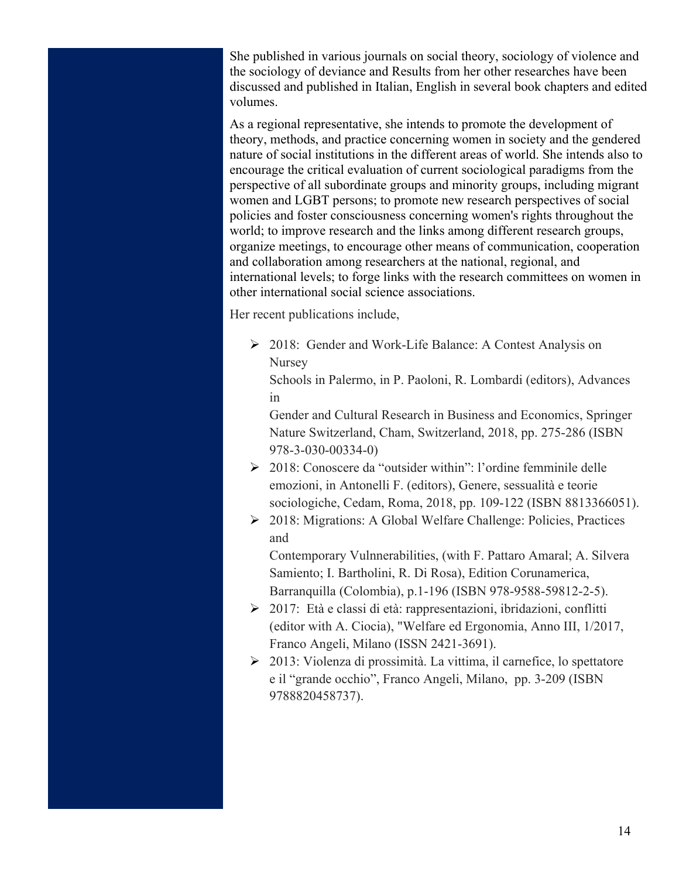She published in various journals on social theory, sociology of violence and the sociology of deviance and Results from her other researches have been discussed and published in Italian, English in several book chapters and edited volumes.

As a regional representative, she intends to promote the development of theory, methods, and practice concerning women in society and the gendered nature of social institutions in the different areas of world. She intends also to encourage the critical evaluation of current sociological paradigms from the perspective of all subordinate groups and minority groups, including migrant women and LGBT persons; to promote new research perspectives of social policies and foster consciousness concerning women's rights throughout the world; to improve research and the links among different research groups, organize meetings, to encourage other means of communication, cooperation and collaboration among researchers at the national, regional, and international levels; to forge links with the research committees on women in other international social science associations.

Her recent publications include,

- 2018: Gender and Work-Life Balance: A Contest Analysis on Nursey Schools in Palermo, in P. Paoloni, R. Lombardi (editors), Advances in Gender and Cultural Research in Business and Economics, Springer Nature Switzerland, Cham, Switzerland, 2018, pp. 275-286 (ISBN 978-3-030-00334-0)
- 2018: Conoscere da "outsider within": l'ordine femminile delle emozioni, in Antonelli F. (editors), Genere, sessualità e teorie sociologiche, Cedam, Roma, 2018, pp. 109-122 (ISBN 8813366051).
- 2018: Migrations: A Global Welfare Challenge: Policies, Practices and Contemporary Vulnnerabilities, (with F. Pattaro Amaral; A. Silvera Samiento; I. Bartholini, R. Di Rosa), Edition Corunamerica, Barranquilla (Colombia), p.1-196 (ISBN 978-9588-59812-2-5).
- 2017: Età e classi di età: rappresentazioni, ibridazioni, conflitti (editor with A. Ciocia), "Welfare ed Ergonomia, Anno III, 1/2017, Franco Angeli, Milano (ISSN 2421-3691).
- 2013: Violenza di prossimità. La vittima, il carnefice, lo spettatore e il "grande occhio", Franco Angeli, Milano, pp. 3-209 (ISBN 9788820458737).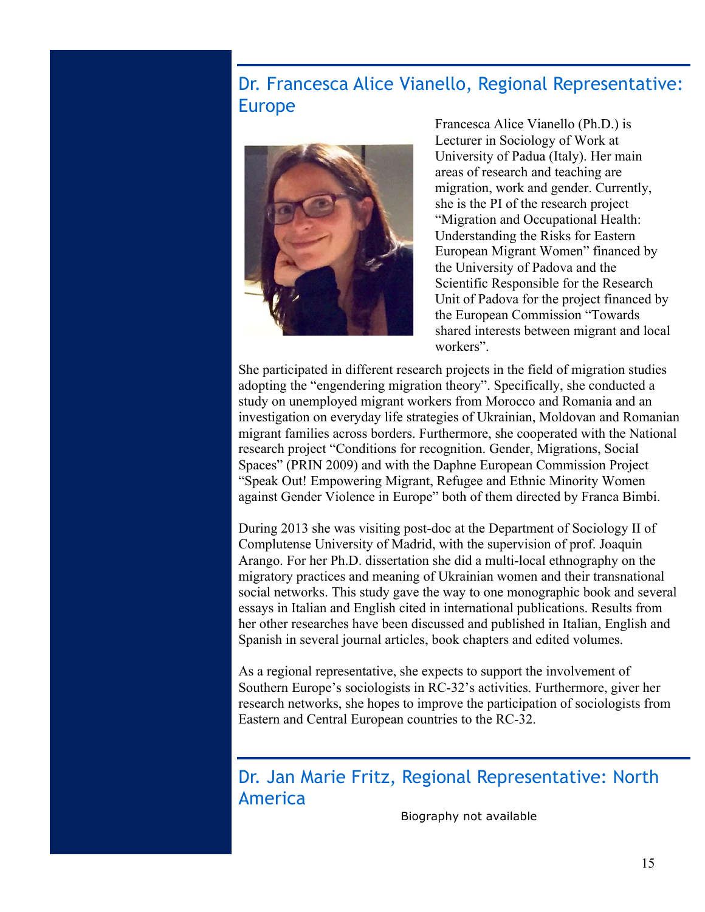## Dr. Francesca Alice Vianello, Regional Representative: Europe

Francesca Alice Vianello (Ph.D.) is Lecturer in Sociology of Work at University of Padua (Italy). Her main areas of research and teaching are migration, work and gender. Currently, she is the PI of the research project "Migration and Occupational Health: Understanding the Risks for Eastern European Migrant Women" financed by the University of Padova and the Scientific Responsible for the Research Unit of Padova for the project financed by the European Commission "Towards shared interests between migrant and local workers".

She participated in different research projects in the field of migration studies adopting the "engendering migration theory". Specifically, she conducted a study on unemployed migrant workers from Morocco and Romania and an investigation on everyday life strategies of Ukrainian, Moldovan and Romanian migrant families across borders. Furthermore, she cooperated with the National research project "Conditions for recognition. Gender, Migrations, Social Spaces" (PRIN 2009) and with the Daphne European Commission Project "Speak Out! Empowering Migrant, Refugee and Ethnic Minority Women against Gender Violence in Europe" both of them directed by Franca Bimbi.

During 2013 she was visiting post-doc at the Department of Sociology II of Complutense University of Madrid, with the supervision of prof. Joaquin Arango. For her Ph.D. dissertation she did a multi-local ethnography on the migratory practices and meaning of Ukrainian women and their transnational social networks. This study gave the way to one monographic book and several essays in Italian and English cited in international publications. Results from her other researches have been discussed and published in Italian, English and Spanish in several journal articles, book chapters and edited volumes.

As a regional representative, she expects to support the involvement of Southern Europe's sociologists in RC-32's activities. Furthermore, giver her research networks, she hopes to improve the participation of sociologists from Eastern and Central European countries to the RC-32.

## Dr. Jan Marie Fritz, Regional Representative: North America

Biography not available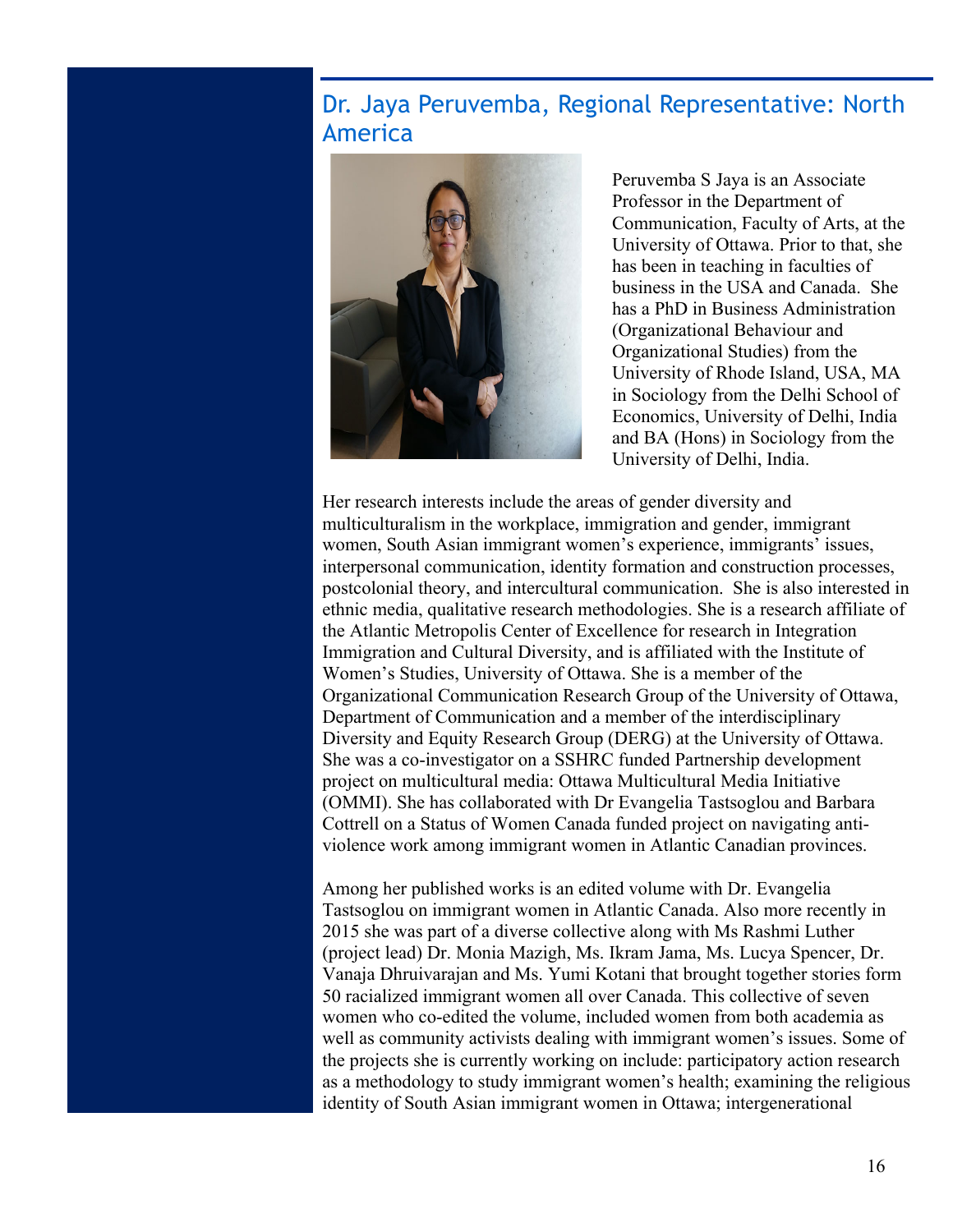## Dr. Jaya Peruvemba, Regional Representative: North America

Peruvemba S Jaya is an Associate Professor in the Department of Communication, Faculty of Arts, at the University of Ottawa. Prior to that, she has been in teaching in faculties of business in the USA and Canada. She has a PhD in Business Administration (Organizational Behaviour and Organizational Studies) from the University of Rhode Island, USA, MA in Sociology from the Delhi School of Economics, University of Delhi, India and BA (Hons) in Sociology from the University of Delhi, India.

Her research interests include the areas of gender diversity and multiculturalism in the workplace, immigration and gender, immigrant women, South Asian immigrant women's experience, immigrants' issues, interpersonal communication, identity formation and construction processes, postcolonial theory, and intercultural communication. She is also interested in ethnic media, qualitative research methodologies. She is a research affiliate of the Atlantic Metropolis Center of Excellence for research in Integration Immigration and Cultural Diversity, and is affiliated with the Institute of Women's Studies, University of Ottawa. She is a member of the Organizational Communication Research Group of the University of Ottawa, Department of Communication and a member of the interdisciplinary Diversity and Equity Research Group (DERG) at the University of Ottawa. She was a co-investigator on a SSHRC funded Partnership development project on multicultural media: Ottawa Multicultural Media Initiative (OMMI). She has collaborated with Dr Evangelia Tastsoglou and Barbara Cottrell on a Status of Women Canada funded project on navigating anti-violence work among immigrant women in Atlantic Canadian provinces.

Among her published works is an edited volume with Dr. Evangelia Tastsoglou on immigrant women in Atlantic Canada. Also more recently in 2015 she was part of a diverse collective along with Ms Rashmi Luther (project lead) Dr. Monia Mazigh, Ms. Ikram Jama, Ms. Lucya Spencer, Dr. Vanaja Dhruivarajan and Ms. Yumi Kotani that brought together stories form 50 racialized immigrant women all over Canada. This collective of seven women who co-edited the volume, included women from both academia as well as community activists dealing with immigrant women's issues. Some of the projects she is currently working on include: participatory action research as a methodology to study immigrant women's health; examining the religious identity of South Asian immigrant women in Ottawa; intergenerational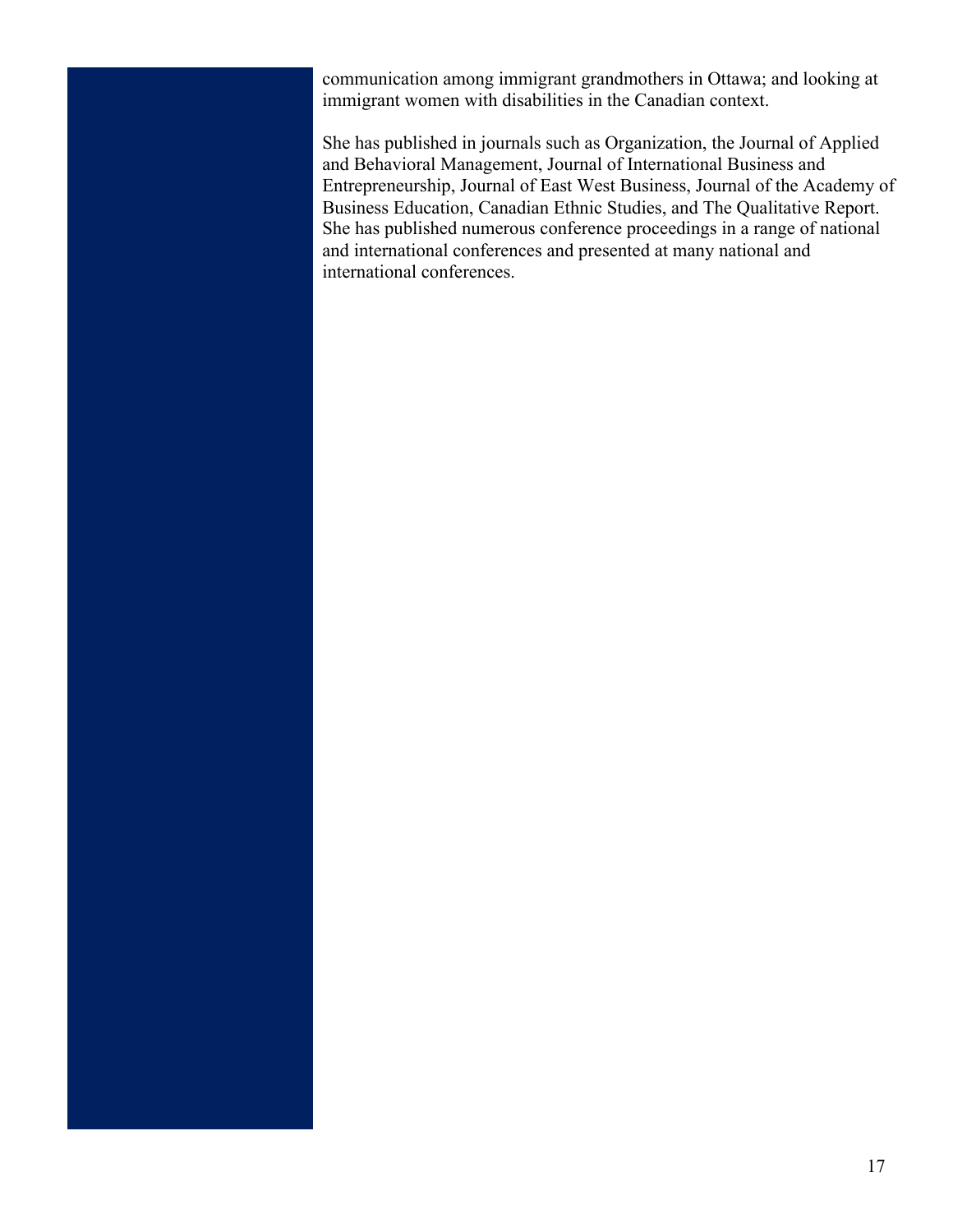communication among immigrant grandmothers in Ottawa; and looking at immigrant women with disabilities in the Canadian context.

She has published in journals such as Organization, the Journal of Applied and Behavioral Management, Journal of International Business and Entrepreneurship, Journal of East West Business, Journal of the Academy of Business Education, Canadian Ethnic Studies, and The Qualitative Report. She has published numerous conference proceedings in a range of national and international conferences and presented at many national and international conferences.